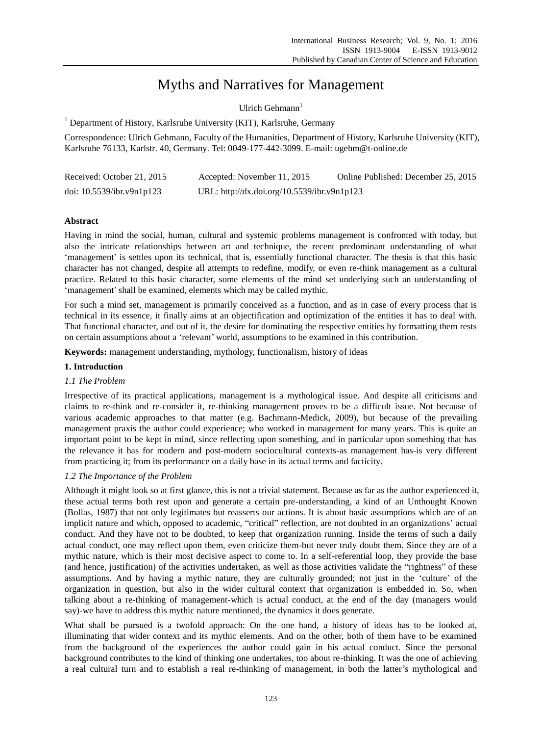# Myths and Narratives for Management

Ulrich Gehmann[1]

[1] Department of History, Karlsruhe University (KIT), Karlsruhe, Germany

Correspondence: Ulrich Gehmann, Faculty of the Humanities, Department of History, Karlsruhe University (KIT), Karlsruhe 76133, Karlstr. 40, Germany. Tel: 0049-177-442-3099. E-mail: ugehm@t-online.de

| Received: October 21, 2015 | Accepted: November 11, 2015 | Online Published: December 25, 2015 |
|---|---|---|
| doi: 10.5539/ibr.v9n1p123 | URL: http://dx.doi.org/10.5539/ibr.v9n1p123 | |

**Abstract**

Having in mind the social, human, cultural and systemic problems management is confronted with today, but also the intricate relationships between art and technique, the recent predominant understanding of what 'management' is settles upon its technical, that is, essentially functional character. The thesis is that this basic character has not changed, despite all attempts to redefine, modify, or even re-think management as a cultural practice. Related to this basic character, some elements of the mind set underlying such an understanding of 'management' shall be examined, elements which may be called mythic.

For such a mind set, management is primarily conceived as a function, and as in case of every process that is technical in its essence, it finally aims at an objectification and optimization of the entities it has to deal with. That functional character, and out of it, the desire for dominating the respective entities by formatting them rests on certain assumptions about a 'relevant' world, assumptions to be examined in this contribution.

**Keywords:** management understanding, mythology, functionalism, history of ideas

## 1. Introduction

### 1.1 The Problem

Irrespective of its practical applications, management is a mythological issue. And despite all criticisms and claims to re-think and re-consider it, re-thinking management proves to be a difficult issue. Not because of various academic approaches to that matter (e.g. Bachmann-Medick, 2009), but because of the prevailing management praxis the author could experience; who worked in management for many years. This is quite an important point to be kept in mind, since reflecting upon something, and in particular upon something that has the relevance it has for modern and post-modern sociocultural contexts-as management has-is very different from practicing it; from its performance on a daily base in its actual terms and facticity.

### 1.2 The Importance of the Problem

Although it might look so at first glance, this is not a trivial statement. Because as far as the author experienced it, these actual terms both rest upon and generate a certain pre-understanding, a kind of an Unthought Known (Bollas, 1987) that not only legitimates but reasserts our actions. It is about basic assumptions which are of an implicit nature and which, opposed to academic, "critical" reflection, are not doubted in an organizations' actual conduct. And they have not to be doubted, to keep that organization running. Inside the terms of such a daily actual conduct, one may reflect upon them, even criticize them-but never truly doubt them. Since they are of a mythic nature, which is their most decisive aspect to come to. In a self-referential loop, they provide the base (and hence, justification) of the activities undertaken, as well as those activities validate the "rightness" of these assumptions. And by having a mythic nature, they are culturally grounded; not just in the 'culture' of the organization in question, but also in the wider cultural context that organization is embedded in. So, when talking about a re-thinking of management-which is actual conduct, at the end of the day (managers would say)-we have to address this mythic nature mentioned, the dynamics it does generate.

What shall be pursued is a twofold approach: On the one hand, a history of ideas has to be looked at, illuminating that wider context and its mythic elements. And on the other, both of them have to be examined from the background of the experiences the author could gain in his actual conduct. Since the personal background contributes to the kind of thinking one undertakes, too about re-thinking. It was the one of achieving a real cultural turn and to establish a real re-thinking of management, in both the latter's mythological and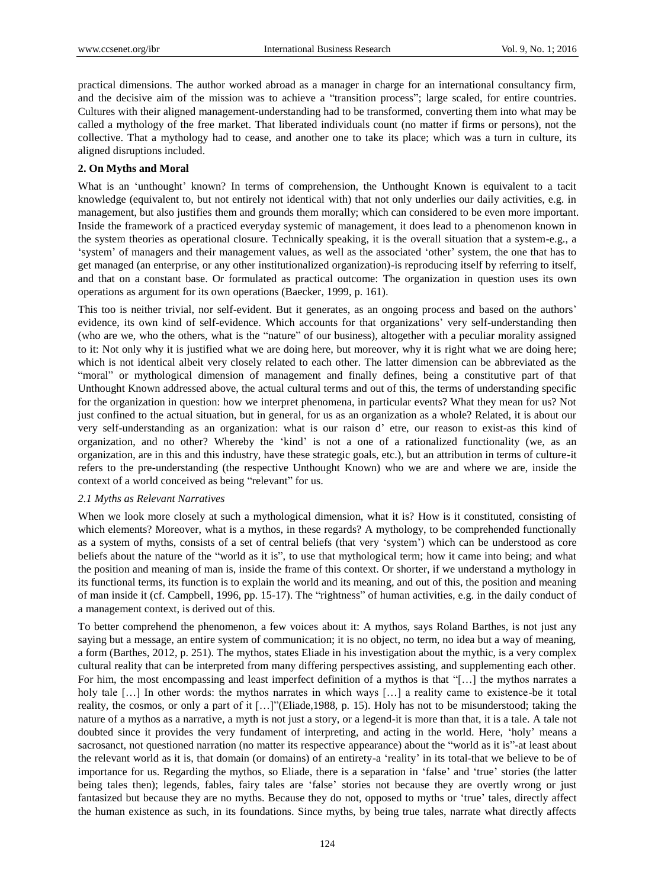practical dimensions. The author worked abroad as a manager in charge for an international consultancy firm, and the decisive aim of the mission was to achieve a "transition process"; large scaled, for entire countries. Cultures with their aligned management-understanding had to be transformed, converting them into what may be called a mythology of the free market. That liberated individuals count (no matter if firms or persons), not the collective. That a mythology had to cease, and another one to take its place; which was a turn in culture, its aligned disruptions included.

## 2. On Myths and Moral

What is an 'unthought' known? In terms of comprehension, the Unthought Known is equivalent to a tacit knowledge (equivalent to, but not entirely not identical with) that not only underlies our daily activities, e.g. in management, but also justifies them and grounds them morally; which can considered to be even more important. Inside the framework of a practiced everyday systemic of management, it does lead to a phenomenon known in the system theories as operational closure. Technically speaking, it is the overall situation that a system-e.g., a 'system' of managers and their management values, as well as the associated 'other' system, the one that has to get managed (an enterprise, or any other institutionalized organization)-is reproducing itself by referring to itself, and that on a constant base. Or formulated as practical outcome: The organization in question uses its own operations as argument for its own operations (Baecker, 1999, p. 161).

This too is neither trivial, nor self-evident. But it generates, as an ongoing process and based on the authors' evidence, its own kind of self-evidence. Which accounts for that organizations' very self-understanding then (who are we, who the others, what is the "nature" of our business), altogether with a peculiar morality assigned to it: Not only why it is justified what we are doing here, but moreover, why it is right what we are doing here; which is not identical albeit very closely related to each other. The latter dimension can be abbreviated as the "moral" or mythological dimension of management and finally defines, being a constitutive part of that Unthought Known addressed above, the actual cultural terms and out of this, the terms of understanding specific for the organization in question: how we interpret phenomena, in particular events? What they mean for us? Not just confined to the actual situation, but in general, for us as an organization as a whole? Related, it is about our very self-understanding as an organization: what is our raison d' etre, our reason to exist-as this kind of organization, and no other? Whereby the 'kind' is not a one of a rationalized functionality (we, as an organization, are in this and this industry, have these strategic goals, etc.), but an attribution in terms of culture-it refers to the pre-understanding (the respective Unthought Known) who we are and where we are, inside the context of a world conceived as being "relevant" for us.

### *2.1 Myths as Relevant Narratives*

When we look more closely at such a mythological dimension, what it is? How is it constituted, consisting of which elements? Moreover, what is a mythos, in these regards? A mythology, to be comprehended functionally as a system of myths, consists of a set of central beliefs (that very 'system') which can be understood as core beliefs about the nature of the "world as it is", to use that mythological term; how it came into being; and what the position and meaning of man is, inside the frame of this context. Or shorter, if we understand a mythology in its functional terms, its function is to explain the world and its meaning, and out of this, the position and meaning of man inside it (cf. Campbell, 1996, pp. 15-17). The "rightness" of human activities, e.g. in the daily conduct of a management context, is derived out of this.

To better comprehend the phenomenon, a few voices about it: A mythos, says Roland Barthes, is not just any saying but a message, an entire system of communication; it is no object, no term, no idea but a way of meaning, a form (Barthes, 2012, p. 251). The mythos, states Eliade in his investigation about the mythic, is a very complex cultural reality that can be interpreted from many differing perspectives assisting, and supplementing each other. For him, the most encompassing and least imperfect definition of a mythos is that "[…] the mythos narrates a holy tale […] In other words: the mythos narrates in which ways […] a reality came to existence-be it total reality, the cosmos, or only a part of it […]"(Eliade,1988, p. 15). Holy has not to be misunderstood; taking the nature of a mythos as a narrative, a myth is not just a story, or a legend-it is more than that, it is a tale. A tale not doubted since it provides the very fundament of interpreting, and acting in the world. Here, 'holy' means a sacrosanct, not questioned narration (no matter its respective appearance) about the "world as it is"-at least about the relevant world as it is, that domain (or domains) of an entirety-a 'reality' in its total-that we believe to be of importance for us. Regarding the mythos, so Eliade, there is a separation in 'false' and 'true' stories (the latter being tales then); legends, fables, fairy tales are 'false' stories not because they are overtly wrong or just fantasized but because they are no myths. Because they do not, opposed to myths or 'true' tales, directly affect the human existence as such, in its foundations. Since myths, by being true tales, narrate what directly affects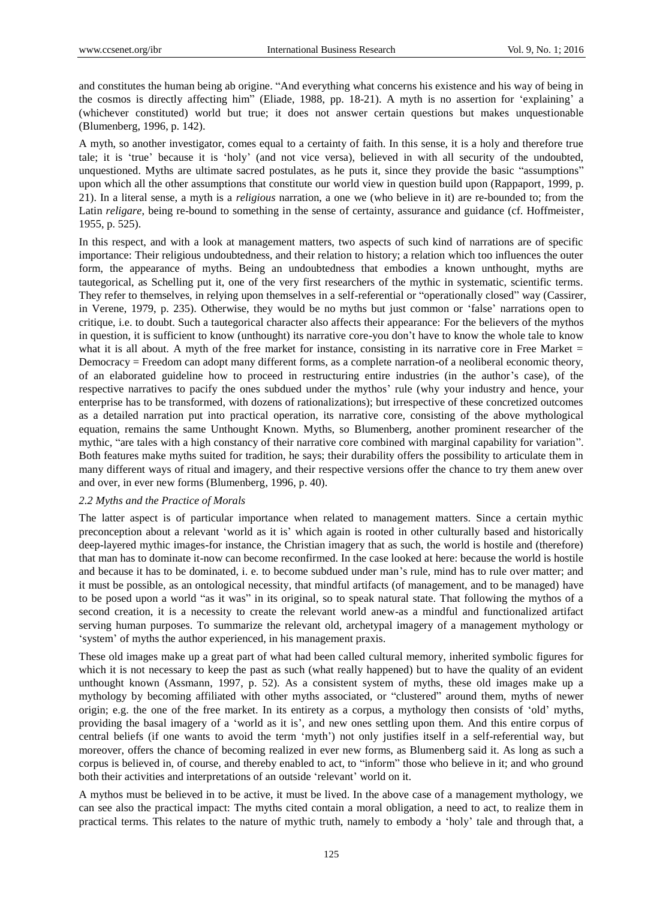and constitutes the human being ab origine. "And everything what concerns his existence and his way of being in the cosmos is directly affecting him" (Eliade, 1988, pp. 18-21). A myth is no assertion for 'explaining' a (whichever constituted) world but true; it does not answer certain questions but makes unquestionable (Blumenberg, 1996, p. 142).

A myth, so another investigator, comes equal to a certainty of faith. In this sense, it is a holy and therefore true tale; it is 'true' because it is 'holy' (and not vice versa), believed in with all security of the undoubted, unquestioned. Myths are ultimate sacred postulates, as he puts it, since they provide the basic "assumptions" upon which all the other assumptions that constitute our world view in question build upon (Rappaport, 1999, p. 21). In a literal sense, a myth is a *religious* narration, a one we (who believe in it) are re-bounded to; from the Latin *religare*, being re-bound to something in the sense of certainty, assurance and guidance (cf. Hoffmeister, 1955, p. 525).

In this respect, and with a look at management matters, two aspects of such kind of narrations are of specific importance: Their religious undoubtedness, and their relation to history; a relation which too influences the outer form, the appearance of myths. Being an undoubtedness that embodies a known unthought, myths are tautegorical, as Schelling put it, one of the very first researchers of the mythic in systematic, scientific terms. They refer to themselves, in relying upon themselves in a self-referential or "operationally closed" way (Cassirer, in Verene, 1979, p. 235). Otherwise, they would be no myths but just common or 'false' narrations open to critique, i.e. to doubt. Such a tautegorical character also affects their appearance: For the believers of the mythos in question, it is sufficient to know (unthought) its narrative core-you don't have to know the whole tale to know what it is all about. A myth of the free market for instance, consisting in its narrative core in Free Market = Democracy = Freedom can adopt many different forms, as a complete narration-of a neoliberal economic theory, of an elaborated guideline how to proceed in restructuring entire industries (in the author's case), of the respective narratives to pacify the ones subdued under the mythos' rule (why your industry and hence, your enterprise has to be transformed, with dozens of rationalizations); but irrespective of these concretized outcomes as a detailed narration put into practical operation, its narrative core, consisting of the above mythological equation, remains the same Unthought Known. Myths, so Blumenberg, another prominent researcher of the mythic, "are tales with a high constancy of their narrative core combined with marginal capability for variation". Both features make myths suited for tradition, he says; their durability offers the possibility to articulate them in many different ways of ritual and imagery, and their respective versions offer the chance to try them anew over and over, in ever new forms (Blumenberg, 1996, p. 40).

### *2.2 Myths and the Practice of Morals*

The latter aspect is of particular importance when related to management matters. Since a certain mythic preconception about a relevant 'world as it is' which again is rooted in other culturally based and historically deep-layered mythic images-for instance, the Christian imagery that as such, the world is hostile and (therefore) that man has to dominate it-now can become reconfirmed. In the case looked at here: because the world is hostile and because it has to be dominated, i. e. to become subdued under man's rule, mind has to rule over matter; and it must be possible, as an ontological necessity, that mindful artifacts (of management, and to be managed) have to be posed upon a world "as it was" in its original, so to speak natural state. That following the mythos of a second creation, it is a necessity to create the relevant world anew-as a mindful and functionalized artifact serving human purposes. To summarize the relevant old, archetypal imagery of a management mythology or 'system' of myths the author experienced, in his management praxis.

These old images make up a great part of what had been called cultural memory, inherited symbolic figures for which it is not necessary to keep the past as such (what really happened) but to have the quality of an evident unthought known (Assmann, 1997, p. 52). As a consistent system of myths, these old images make up a mythology by becoming affiliated with other myths associated, or "clustered" around them, myths of newer origin; e.g. the one of the free market. In its entirety as a corpus, a mythology then consists of 'old' myths, providing the basal imagery of a 'world as it is', and new ones settling upon them. And this entire corpus of central beliefs (if one wants to avoid the term 'myth') not only justifies itself in a self-referential way, but moreover, offers the chance of becoming realized in ever new forms, as Blumenberg said it. As long as such a corpus is believed in, of course, and thereby enabled to act, to "inform" those who believe in it; and who ground both their activities and interpretations of an outside 'relevant' world on it.

A mythos must be believed in to be active, it must be lived. In the above case of a management mythology, we can see also the practical impact: The myths cited contain a moral obligation, a need to act, to realize them in practical terms. This relates to the nature of mythic truth, namely to embody a 'holy' tale and through that, a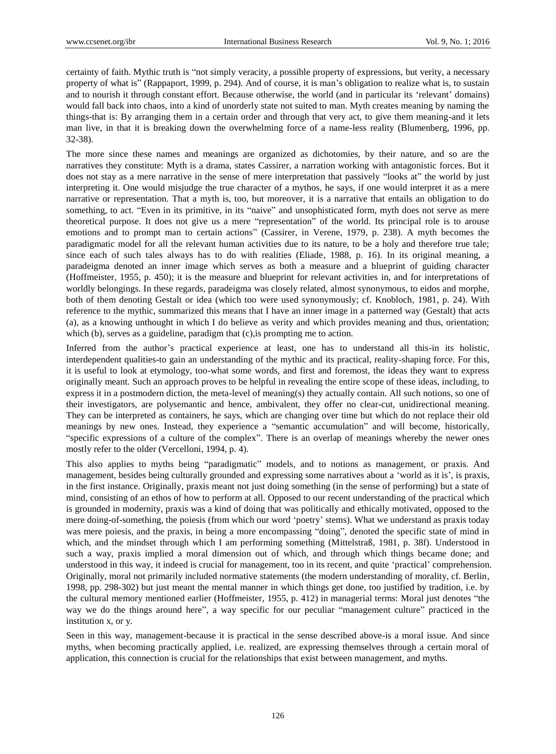certainty of faith. Mythic truth is "not simply veracity, a possible property of expressions, but verity, a necessary property of what is" (Rappaport, 1999, p. 294). And of course, it is man's obligation to realize what is, to sustain and to nourish it through constant effort. Because otherwise, the world (and in particular its 'relevant' domains) would fall back into chaos, into a kind of unorderly state not suited to man. Myth creates meaning by naming the things-that is: By arranging them in a certain order and through that very act, to give them meaning-and it lets man live, in that it is breaking down the overwhelming force of a name-less reality (Blumenberg, 1996, pp. 32-38).

The more since these names and meanings are organized as dichotomies, by their nature, and so are the narratives they constitute: Myth is a drama, states Cassirer, a narration working with antagonistic forces. But it does not stay as a mere narrative in the sense of mere interpretation that passively "looks at" the world by just interpreting it. One would misjudge the true character of a mythos, he says, if one would interpret it as a mere narrative or representation. That a myth is, too, but moreover, it is a narrative that entails an obligation to do something, to act. "Even in its primitive, in its "naive" and unsophisticated form, myth does not serve as mere theoretical purpose. It does not give us a mere "representation" of the world. Its principal role is to arouse emotions and to prompt man to certain actions" (Cassirer, in Verene, 1979, p. 238). A myth becomes the paradigmatic model for all the relevant human activities due to its nature, to be a holy and therefore true tale; since each of such tales always has to do with realities (Eliade, 1988, p. 16). In its original meaning, a paradeigma denoted an inner image which serves as both a measure and a blueprint of guiding character (Hoffmeister, 1955, p. 450); it is the measure and blueprint for relevant activities in, and for interpretations of worldly belongings. In these regards, paradeigma was closely related, almost synonymous, to eidos and morphe, both of them denoting Gestalt or idea (which too were used synonymously; cf. Knobloch, 1981, p. 24). With reference to the mythic, summarized this means that I have an inner image in a patterned way (Gestalt) that acts (a), as a knowing unthought in which I do believe as verity and which provides meaning and thus, orientation; which (b), serves as a guideline, paradigm that (c),is prompting me to action.

Inferred from the author's practical experience at least, one has to understand all this-in its holistic, interdependent qualities-to gain an understanding of the mythic and its practical, reality-shaping force. For this, it is useful to look at etymology, too-what some words, and first and foremost, the ideas they want to express originally meant. Such an approach proves to be helpful in revealing the entire scope of these ideas, including, to express it in a postmodern diction, the meta-level of meaning(s) they actually contain. All such notions, so one of their investigators, are polysemantic and hence, ambivalent, they offer no clear-cut, unidirectional meaning. They can be interpreted as containers, he says, which are changing over time but which do not replace their old meanings by new ones. Instead, they experience a "semantic accumulation" and will become, historically, "specific expressions of a culture of the complex". There is an overlap of meanings whereby the newer ones mostly refer to the older (Vercelloni, 1994, p. 4).

This also applies to myths being "paradigmatic" models, and to notions as management, or praxis. And management, besides being culturally grounded and expressing some narratives about a 'world as it is', is praxis, in the first instance. Originally, praxis meant not just doing something (in the sense of performing) but a state of mind, consisting of an ethos of how to perform at all. Opposed to our recent understanding of the practical which is grounded in modernity, praxis was a kind of doing that was politically and ethically motivated, opposed to the mere doing-of-something, the poiesis (from which our word 'poetry' stems). What we understand as praxis today was mere poiesis, and the praxis, in being a more encompassing "doing", denoted the specific state of mind in which, and the mindset through which I am performing something (Mittelstraß, 1981, p. 38f). Understood in such a way, praxis implied a moral dimension out of which, and through which things became done; and understood in this way, it indeed is crucial for management, too in its recent, and quite 'practical' comprehension. Originally, moral not primarily included normative statements (the modern understanding of morality, cf. Berlin, 1998, pp. 298-302) but just meant the mental manner in which things get done, too justified by tradition, i.e. by the cultural memory mentioned earlier (Hoffmeister, 1955, p. 412) in managerial terms: Moral just denotes "the way we do the things around here", a way specific for our peculiar "management culture" practiced in the institution x, or y.

Seen in this way, management-because it is practical in the sense described above-is a moral issue. And since myths, when becoming practically applied, i.e. realized, are expressing themselves through a certain moral of application, this connection is crucial for the relationships that exist between management, and myths.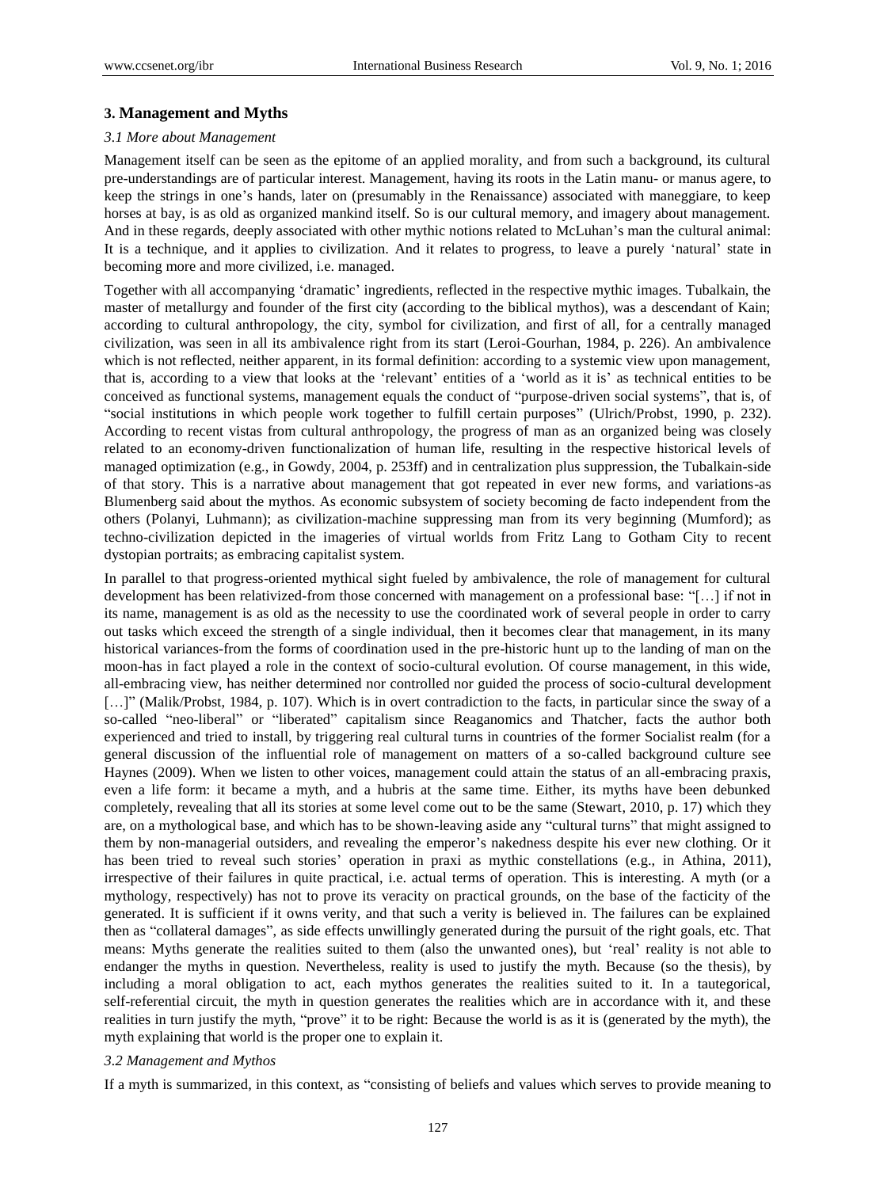## 3. Management and Myths

### 3.1 More about Management

Management itself can be seen as the epitome of an applied morality, and from such a background, its cultural pre-understandings are of particular interest. Management, having its roots in the Latin manu- or manus agere, to keep the strings in one's hands, later on (presumably in the Renaissance) associated with maneggiare, to keep horses at bay, is as old as organized mankind itself. So is our cultural memory, and imagery about management. And in these regards, deeply associated with other mythic notions related to McLuhan's man the cultural animal: It is a technique, and it applies to civilization. And it relates to progress, to leave a purely 'natural' state in becoming more and more civilized, i.e. managed.

Together with all accompanying 'dramatic' ingredients, reflected in the respective mythic images. Tubalkain, the master of metallurgy and founder of the first city (according to the biblical mythos), was a descendant of Kain; according to cultural anthropology, the city, symbol for civilization, and first of all, for a centrally managed civilization, was seen in all its ambivalence right from its start (Leroi-Gourhan, 1984, p. 226). An ambivalence which is not reflected, neither apparent, in its formal definition: according to a systemic view upon management, that is, according to a view that looks at the 'relevant' entities of a 'world as it is' as technical entities to be conceived as functional systems, management equals the conduct of "purpose-driven social systems", that is, of "social institutions in which people work together to fulfill certain purposes" (Ulrich/Probst, 1990, p. 232). According to recent vistas from cultural anthropology, the progress of man as an organized being was closely related to an economy-driven functionalization of human life, resulting in the respective historical levels of managed optimization (e.g., in Gowdy, 2004, p. 253ff) and in centralization plus suppression, the Tubalkain-side of that story. This is a narrative about management that got repeated in ever new forms, and variations-as Blumenberg said about the mythos. As economic subsystem of society becoming de facto independent from the others (Polanyi, Luhmann); as civilization-machine suppressing man from its very beginning (Mumford); as techno-civilization depicted in the imageries of virtual worlds from Fritz Lang to Gotham City to recent dystopian portraits; as embracing capitalist system.

In parallel to that progress-oriented mythical sight fueled by ambivalence, the role of management for cultural development has been relativized-from those concerned with management on a professional base: "[…] if not in its name, management is as old as the necessity to use the coordinated work of several people in order to carry out tasks which exceed the strength of a single individual, then it becomes clear that management, in its many historical variances-from the forms of coordination used in the pre-historic hunt up to the landing of man on the moon-has in fact played a role in the context of socio-cultural evolution. Of course management, in this wide, all-embracing view, has neither determined nor controlled nor guided the process of socio-cultural development […]" (Malik/Probst, 1984, p. 107). Which is in overt contradiction to the facts, in particular since the sway of a so-called "neo-liberal" or "liberated" capitalism since Reaganomics and Thatcher, facts the author both experienced and tried to install, by triggering real cultural turns in countries of the former Socialist realm (for a general discussion of the influential role of management on matters of a so-called background culture see Haynes (2009). When we listen to other voices, management could attain the status of an all-embracing praxis, even a life form: it became a myth, and a hubris at the same time. Either, its myths have been debunked completely, revealing that all its stories at some level come out to be the same (Stewart, 2010, p. 17) which they are, on a mythological base, and which has to be shown-leaving aside any "cultural turns" that might assigned to them by non-managerial outsiders, and revealing the emperor's nakedness despite his ever new clothing. Or it has been tried to reveal such stories' operation in praxi as mythic constellations (e.g., in Athina, 2011), irrespective of their failures in quite practical, i.e. actual terms of operation. This is interesting. A myth (or a mythology, respectively) has not to prove its veracity on practical grounds, on the base of the facticity of the generated. It is sufficient if it owns verity, and that such a verity is believed in. The failures can be explained then as "collateral damages", as side effects unwillingly generated during the pursuit of the right goals, etc. That means: Myths generate the realities suited to them (also the unwanted ones), but 'real' reality is not able to endanger the myths in question. Nevertheless, reality is used to justify the myth. Because (so the thesis), by including a moral obligation to act, each mythos generates the realities suited to it. In a tautegorical, self-referential circuit, the myth in question generates the realities which are in accordance with it, and these realities in turn justify the myth, "prove" it to be right: Because the world is as it is (generated by the myth), the myth explaining that world is the proper one to explain it.

### 3.2 Management and Mythos

If a myth is summarized, in this context, as "consisting of beliefs and values which serves to provide meaning to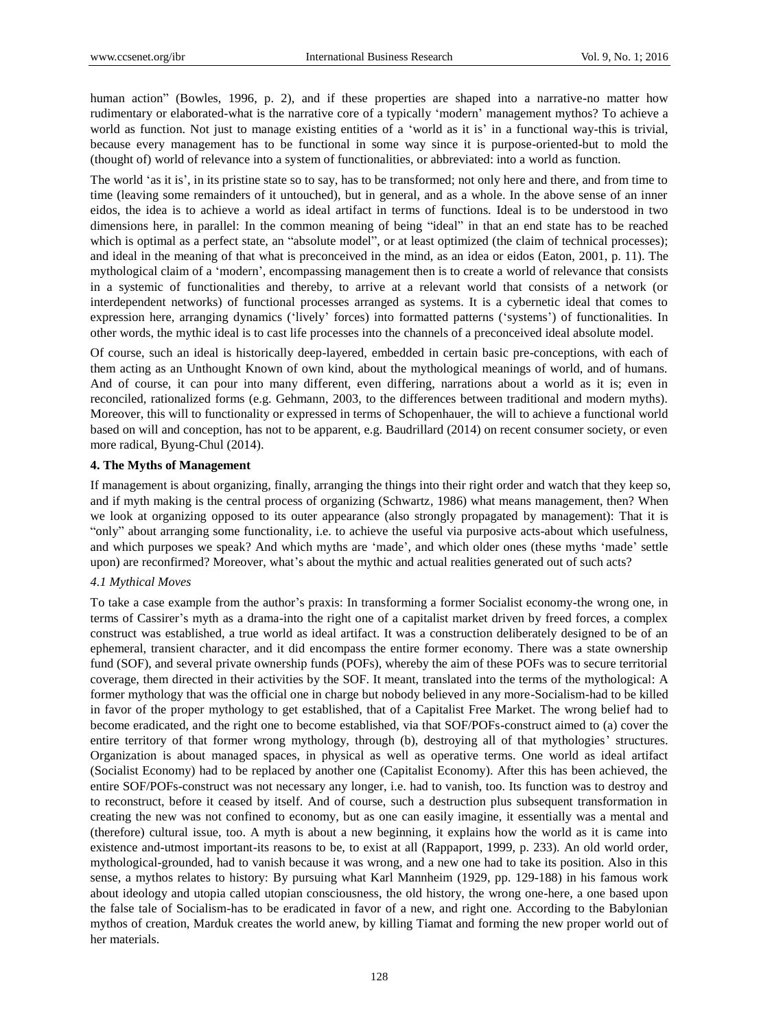human action" (Bowles, 1996, p. 2), and if these properties are shaped into a narrative-no matter how rudimentary or elaborated-what is the narrative core of a typically 'modern' management mythos? To achieve a world as function. Not just to manage existing entities of a 'world as it is' in a functional way-this is trivial, because every management has to be functional in some way since it is purpose-oriented-but to mold the (thought of) world of relevance into a system of functionalities, or abbreviated: into a world as function.

The world 'as it is', in its pristine state so to say, has to be transformed; not only here and there, and from time to time (leaving some remainders of it untouched), but in general, and as a whole. In the above sense of an inner eidos, the idea is to achieve a world as ideal artifact in terms of functions. Ideal is to be understood in two dimensions here, in parallel: In the common meaning of being "ideal" in that an end state has to be reached which is optimal as a perfect state, an "absolute model", or at least optimized (the claim of technical processes); and ideal in the meaning of that what is preconceived in the mind, as an idea or eidos (Eaton, 2001, p. 11). The mythological claim of a 'modern', encompassing management then is to create a world of relevance that consists in a systemic of functionalities and thereby, to arrive at a relevant world that consists of a network (or interdependent networks) of functional processes arranged as systems. It is a cybernetic ideal that comes to expression here, arranging dynamics ('lively' forces) into formatted patterns ('systems') of functionalities. In other words, the mythic ideal is to cast life processes into the channels of a preconceived ideal absolute model.

Of course, such an ideal is historically deep-layered, embedded in certain basic pre-conceptions, with each of them acting as an Unthought Known of own kind, about the mythological meanings of world, and of humans. And of course, it can pour into many different, even differing, narrations about a world as it is; even in reconciled, rationalized forms (e.g. Gehmann, 2003, to the differences between traditional and modern myths). Moreover, this will to functionality or expressed in terms of Schopenhauer, the will to achieve a functional world based on will and conception, has not to be apparent, e.g. Baudrillard (2014) on recent consumer society, or even more radical, Byung-Chul (2014).

### 4. The Myths of Management

If management is about organizing, finally, arranging the things into their right order and watch that they keep so, and if myth making is the central process of organizing (Schwartz, 1986) what means management, then? When we look at organizing opposed to its outer appearance (also strongly propagated by management): That it is "only" about arranging some functionality, i.e. to achieve the useful via purposive acts-about which usefulness, and which purposes we speak? And which myths are 'made', and which older ones (these myths 'made' settle upon) are reconfirmed? Moreover, what's about the mythic and actual realities generated out of such acts?

#### *4.1 Mythical Moves*

To take a case example from the author's praxis: In transforming a former Socialist economy-the wrong one, in terms of Cassirer's myth as a drama-into the right one of a capitalist market driven by freed forces, a complex construct was established, a true world as ideal artifact. It was a construction deliberately designed to be of an ephemeral, transient character, and it did encompass the entire former economy. There was a state ownership fund (SOF), and several private ownership funds (POFs), whereby the aim of these POFs was to secure territorial coverage, them directed in their activities by the SOF. It meant, translated into the terms of the mythological: A former mythology that was the official one in charge but nobody believed in any more-Socialism-had to be killed in favor of the proper mythology to get established, that of a Capitalist Free Market. The wrong belief had to become eradicated, and the right one to become established, via that SOF/POFs-construct aimed to (a) cover the entire territory of that former wrong mythology, through (b), destroying all of that mythologies' structures. Organization is about managed spaces, in physical as well as operative terms. One world as ideal artifact (Socialist Economy) had to be replaced by another one (Capitalist Economy). After this has been achieved, the entire SOF/POFs-construct was not necessary any longer, i.e. had to vanish, too. Its function was to destroy and to reconstruct, before it ceased by itself. And of course, such a destruction plus subsequent transformation in creating the new was not confined to economy, but as one can easily imagine, it essentially was a mental and (therefore) cultural issue, too. A myth is about a new beginning, it explains how the world as it is came into existence and-utmost important-its reasons to be, to exist at all (Rappaport, 1999, p. 233). An old world order, mythological-grounded, had to vanish because it was wrong, and a new one had to take its position. Also in this sense, a mythos relates to history: By pursuing what Karl Mannheim (1929, pp. 129-188) in his famous work about ideology and utopia called utopian consciousness, the old history, the wrong one-here, a one based upon the false tale of Socialism-has to be eradicated in favor of a new, and right one. According to the Babylonian mythos of creation, Marduk creates the world anew, by killing Tiamat and forming the new proper world out of her materials.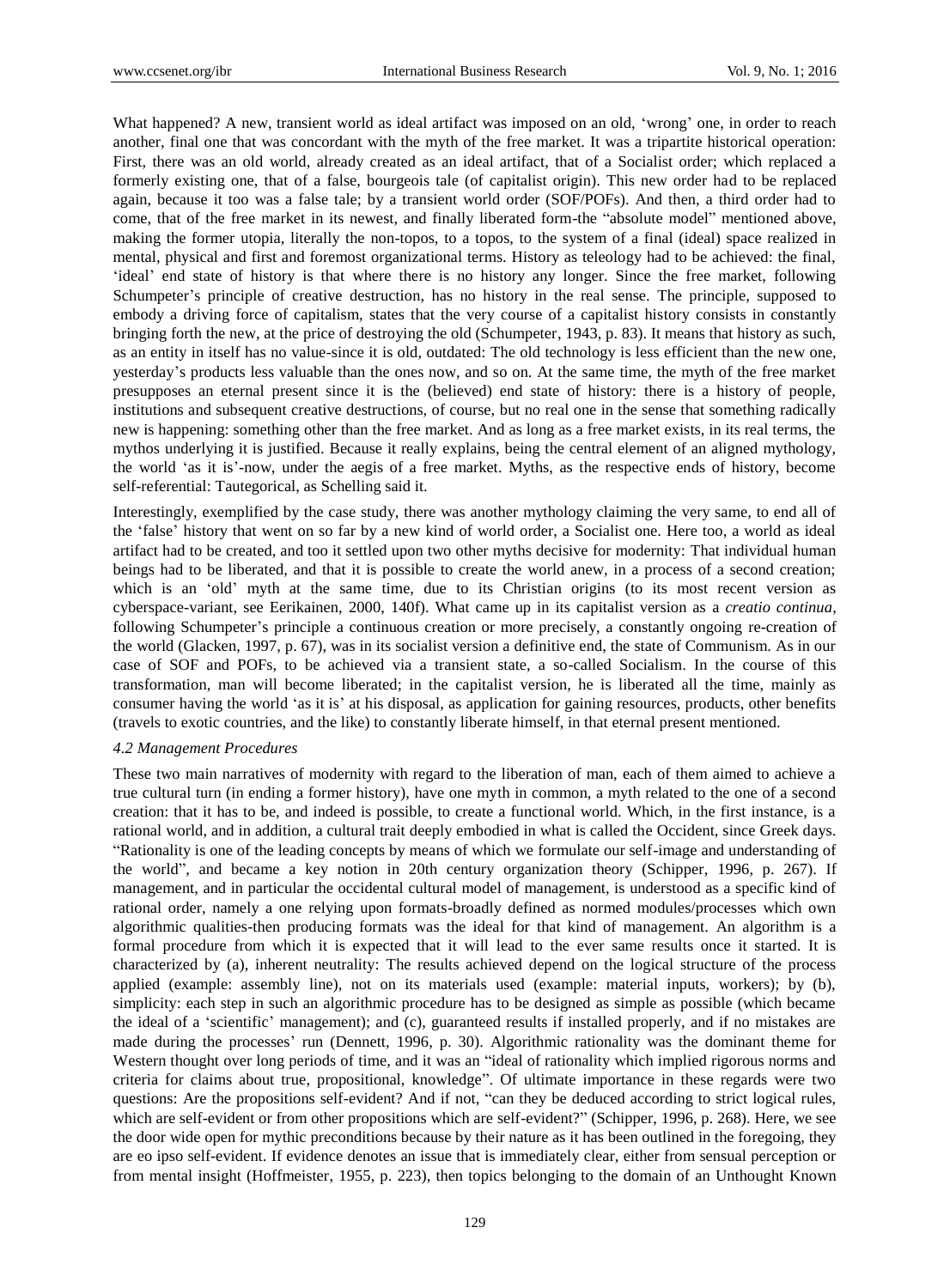What happened? A new, transient world as ideal artifact was imposed on an old, 'wrong' one, in order to reach another, final one that was concordant with the myth of the free market. It was a tripartite historical operation: First, there was an old world, already created as an ideal artifact, that of a Socialist order; which replaced a formerly existing one, that of a false, bourgeois tale (of capitalist origin). This new order had to be replaced again, because it too was a false tale; by a transient world order (SOF/POFs). And then, a third order had to come, that of the free market in its newest, and finally liberated form-the "absolute model" mentioned above, making the former utopia, literally the non-topos, to a topos, to the system of a final (ideal) space realized in mental, physical and first and foremost organizational terms. History as teleology had to be achieved: the final, 'ideal' end state of history is that where there is no history any longer. Since the free market, following Schumpeter's principle of creative destruction, has no history in the real sense. The principle, supposed to embody a driving force of capitalism, states that the very course of a capitalist history consists in constantly bringing forth the new, at the price of destroying the old (Schumpeter, 1943, p. 83). It means that history as such, as an entity in itself has no value-since it is old, outdated: The old technology is less efficient than the new one, yesterday's products less valuable than the ones now, and so on. At the same time, the myth of the free market presupposes an eternal present since it is the (believed) end state of history: there is a history of people, institutions and subsequent creative destructions, of course, but no real one in the sense that something radically new is happening: something other than the free market. And as long as a free market exists, in its real terms, the mythos underlying it is justified. Because it really explains, being the central element of an aligned mythology, the world 'as it is'-now, under the aegis of a free market. Myths, as the respective ends of history, become self-referential: Tautegorical, as Schelling said it.

Interestingly, exemplified by the case study, there was another mythology claiming the very same, to end all of the 'false' history that went on so far by a new kind of world order, a Socialist one. Here too, a world as ideal artifact had to be created, and too it settled upon two other myths decisive for modernity: That individual human beings had to be liberated, and that it is possible to create the world anew, in a process of a second creation; which is an 'old' myth at the same time, due to its Christian origins (to its most recent version as cyberspace-variant, see Eerikainen, 2000, 140f). What came up in its capitalist version as a *creatio continua*, following Schumpeter's principle a continuous creation or more precisely, a constantly ongoing re-creation of the world (Glacken, 1997, p. 67), was in its socialist version a definitive end, the state of Communism. As in our case of SOF and POFs, to be achieved via a transient state, a so-called Socialism. In the course of this transformation, man will become liberated; in the capitalist version, he is liberated all the time, mainly as consumer having the world 'as it is' at his disposal, as application for gaining resources, products, other benefits (travels to exotic countries, and the like) to constantly liberate himself, in that eternal present mentioned.

#### *4.2 Management Procedures*

These two main narratives of modernity with regard to the liberation of man, each of them aimed to achieve a true cultural turn (in ending a former history), have one myth in common, a myth related to the one of a second creation: that it has to be, and indeed is possible, to create a functional world. Which, in the first instance, is a rational world, and in addition, a cultural trait deeply embodied in what is called the Occident, since Greek days. "Rationality is one of the leading concepts by means of which we formulate our self-image and understanding of the world", and became a key notion in 20th century organization theory (Schipper, 1996, p. 267). If management, and in particular the occidental cultural model of management, is understood as a specific kind of rational order, namely a one relying upon formats-broadly defined as normed modules/processes which own algorithmic qualities-then producing formats was the ideal for that kind of management. An algorithm is a formal procedure from which it is expected that it will lead to the ever same results once it started. It is characterized by (a), inherent neutrality: The results achieved depend on the logical structure of the process applied (example: assembly line), not on its materials used (example: material inputs, workers); by (b), simplicity: each step in such an algorithmic procedure has to be designed as simple as possible (which became the ideal of a 'scientific' management); and (c), guaranteed results if installed properly, and if no mistakes are made during the processes' run (Dennett, 1996, p. 30). Algorithmic rationality was the dominant theme for Western thought over long periods of time, and it was an "ideal of rationality which implied rigorous norms and criteria for claims about true, propositional, knowledge". Of ultimate importance in these regards were two questions: Are the propositions self-evident? And if not, "can they be deduced according to strict logical rules, which are self-evident or from other propositions which are self-evident?" (Schipper, 1996, p. 268). Here, we see the door wide open for mythic preconditions because by their nature as it has been outlined in the foregoing, they are eo ipso self-evident. If evidence denotes an issue that is immediately clear, either from sensual perception or from mental insight (Hoffmeister, 1955, p. 223), then topics belonging to the domain of an Unthought Known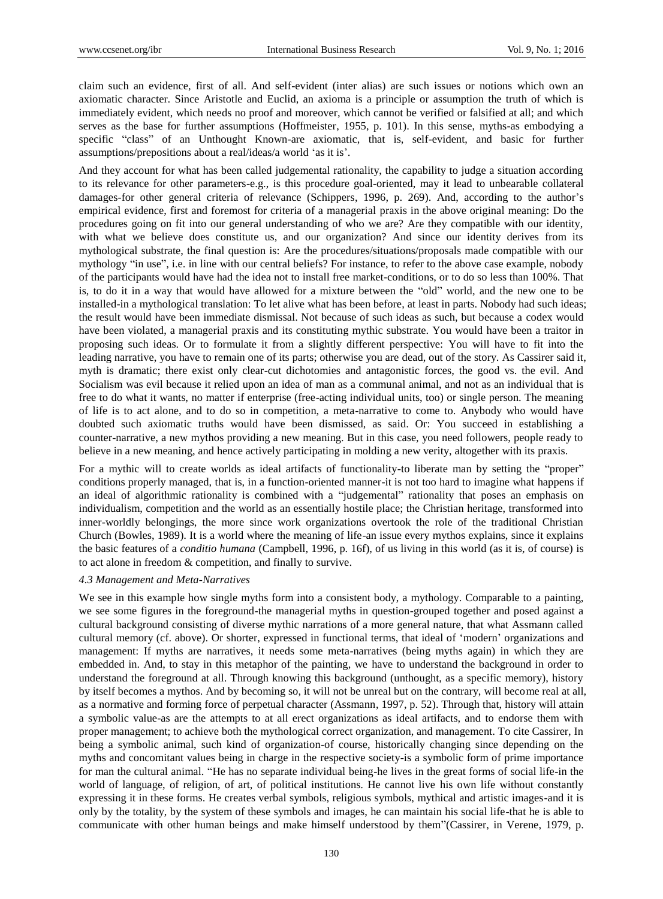claim such an evidence, first of all. And self-evident (inter alias) are such issues or notions which own an axiomatic character. Since Aristotle and Euclid, an axioma is a principle or assumption the truth of which is immediately evident, which needs no proof and moreover, which cannot be verified or falsified at all; and which serves as the base for further assumptions (Hoffmeister, 1955, p. 101). In this sense, myths-as embodying a specific "class" of an Unthought Known-are axiomatic, that is, self-evident, and basic for further assumptions/prepositions about a real/ideas/a world 'as it is'.

And they account for what has been called judgemental rationality, the capability to judge a situation according to its relevance for other parameters-e.g., is this procedure goal-oriented, may it lead to unbearable collateral damages-for other general criteria of relevance (Schippers, 1996, p. 269). And, according to the author's empirical evidence, first and foremost for criteria of a managerial praxis in the above original meaning: Do the procedures going on fit into our general understanding of who we are? Are they compatible with our identity, with what we believe does constitute us, and our organization? And since our identity derives from its mythological substrate, the final question is: Are the procedures/situations/proposals made compatible with our mythology "in use", i.e. in line with our central beliefs? For instance, to refer to the above case example, nobody of the participants would have had the idea not to install free market-conditions, or to do so less than 100%. That is, to do it in a way that would have allowed for a mixture between the "old" world, and the new one to be installed-in a mythological translation: To let alive what has been before, at least in parts. Nobody had such ideas; the result would have been immediate dismissal. Not because of such ideas as such, but because a codex would have been violated, a managerial praxis and its constituting mythic substrate. You would have been a traitor in proposing such ideas. Or to formulate it from a slightly different perspective: You will have to fit into the leading narrative, you have to remain one of its parts; otherwise you are dead, out of the story. As Cassirer said it, myth is dramatic; there exist only clear-cut dichotomies and antagonistic forces, the good vs. the evil. And Socialism was evil because it relied upon an idea of man as a communal animal, and not as an individual that is free to do what it wants, no matter if enterprise (free-acting individual units, too) or single person. The meaning of life is to act alone, and to do so in competition, a meta-narrative to come to. Anybody who would have doubted such axiomatic truths would have been dismissed, as said. Or: You succeed in establishing a counter-narrative, a new mythos providing a new meaning. But in this case, you need followers, people ready to believe in a new meaning, and hence actively participating in molding a new verity, altogether with its praxis.

For a mythic will to create worlds as ideal artifacts of functionality-to liberate man by setting the "proper" conditions properly managed, that is, in a function-oriented manner-it is not too hard to imagine what happens if an ideal of algorithmic rationality is combined with a "judgemental" rationality that poses an emphasis on individualism, competition and the world as an essentially hostile place; the Christian heritage, transformed into inner-worldly belongings, the more since work organizations overtook the role of the traditional Christian Church (Bowles, 1989). It is a world where the meaning of life-an issue every mythos explains, since it explains the basic features of a *conditio humana* (Campbell, 1996, p. 16f), of us living in this world (as it is, of course) is to act alone in freedom & competition, and finally to survive.

### *4.3 Management and Meta-Narratives*

We see in this example how single myths form into a consistent body, a mythology. Comparable to a painting, we see some figures in the foreground-the managerial myths in question-grouped together and posed against a cultural background consisting of diverse mythic narrations of a more general nature, that what Assmann called cultural memory (cf. above). Or shorter, expressed in functional terms, that ideal of 'modern' organizations and management: If myths are narratives, it needs some meta-narratives (being myths again) in which they are embedded in. And, to stay in this metaphor of the painting, we have to understand the background in order to understand the foreground at all. Through knowing this background (unthought, as a specific memory), history by itself becomes a mythos. And by becoming so, it will not be unreal but on the contrary, will become real at all, as a normative and forming force of perpetual character (Assmann, 1997, p. 52). Through that, history will attain a symbolic value-as are the attempts to at all erect organizations as ideal artifacts, and to endorse them with proper management; to achieve both the mythological correct organization, and management. To cite Cassirer, In being a symbolic animal, such kind of organization-of course, historically changing since depending on the myths and concomitant values being in charge in the respective society-is a symbolic form of prime importance for man the cultural animal. "He has no separate individual being-he lives in the great forms of social life-in the world of language, of religion, of art, of political institutions. He cannot live his own life without constantly expressing it in these forms. He creates verbal symbols, religious symbols, mythical and artistic images-and it is only by the totality, by the system of these symbols and images, he can maintain his social life-that he is able to communicate with other human beings and make himself understood by them"(Cassirer, in Verene, 1979, p.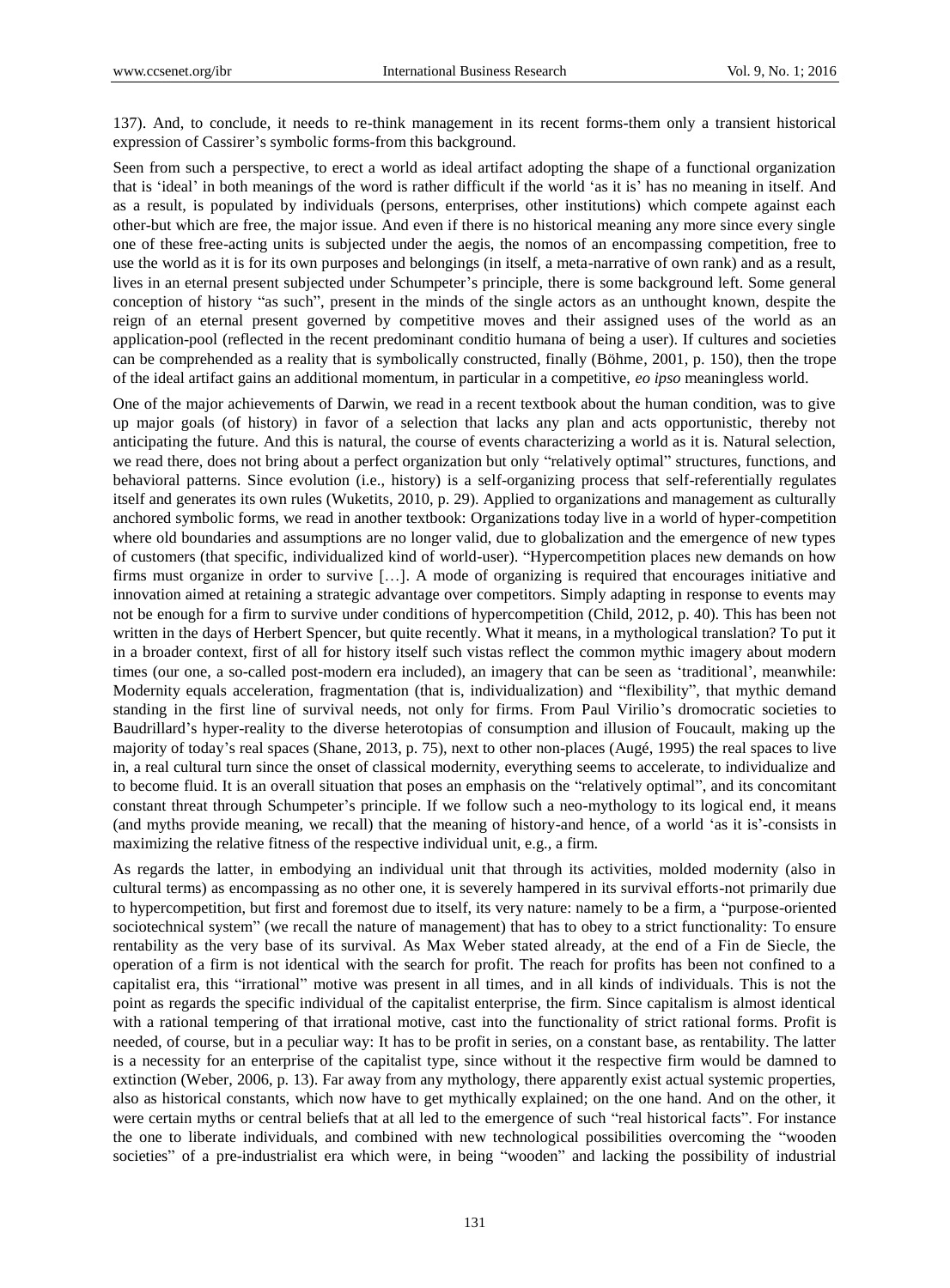137). And, to conclude, it needs to re-think management in its recent forms-them only a transient historical expression of Cassirer's symbolic forms-from this background.

Seen from such a perspective, to erect a world as ideal artifact adopting the shape of a functional organization that is 'ideal' in both meanings of the word is rather difficult if the world 'as it is' has no meaning in itself. And as a result, is populated by individuals (persons, enterprises, other institutions) which compete against each other-but which are free, the major issue. And even if there is no historical meaning any more since every single one of these free-acting units is subjected under the aegis, the nomos of an encompassing competition, free to use the world as it is for its own purposes and belongings (in itself, a meta-narrative of own rank) and as a result, lives in an eternal present subjected under Schumpeter's principle, there is some background left. Some general conception of history "as such", present in the minds of the single actors as an unthought known, despite the reign of an eternal present governed by competitive moves and their assigned uses of the world as an application-pool (reflected in the recent predominant conditio humana of being a user). If cultures and societies can be comprehended as a reality that is symbolically constructed, finally (Böhme, 2001, p. 150), then the trope of the ideal artifact gains an additional momentum, in particular in a competitive, *eo ipso* meaningless world.

One of the major achievements of Darwin, we read in a recent textbook about the human condition, was to give up major goals (of history) in favor of a selection that lacks any plan and acts opportunistic, thereby not anticipating the future. And this is natural, the course of events characterizing a world as it is. Natural selection, we read there, does not bring about a perfect organization but only "relatively optimal" structures, functions, and behavioral patterns. Since evolution (i.e., history) is a self-organizing process that self-referentially regulates itself and generates its own rules (Wuketits, 2010, p. 29). Applied to organizations and management as culturally anchored symbolic forms, we read in another textbook: Organizations today live in a world of hyper-competition where old boundaries and assumptions are no longer valid, due to globalization and the emergence of new types of customers (that specific, individualized kind of world-user). "Hypercompetition places new demands on how firms must organize in order to survive […]. A mode of organizing is required that encourages initiative and innovation aimed at retaining a strategic advantage over competitors. Simply adapting in response to events may not be enough for a firm to survive under conditions of hypercompetition (Child, 2012, p. 40). This has been not written in the days of Herbert Spencer, but quite recently. What it means, in a mythological translation? To put it in a broader context, first of all for history itself such vistas reflect the common mythic imagery about modern times (our one, a so-called post-modern era included), an imagery that can be seen as 'traditional', meanwhile: Modernity equals acceleration, fragmentation (that is, individualization) and "flexibility", that mythic demand standing in the first line of survival needs, not only for firms. From Paul Virilio's dromocratic societies to Baudrillard's hyper-reality to the diverse heterotopias of consumption and illusion of Foucault, making up the majority of today's real spaces (Shane, 2013, p. 75), next to other non-places (Augé, 1995) the real spaces to live in, a real cultural turn since the onset of classical modernity, everything seems to accelerate, to individualize and to become fluid. It is an overall situation that poses an emphasis on the "relatively optimal", and its concomitant constant threat through Schumpeter's principle. If we follow such a neo-mythology to its logical end, it means (and myths provide meaning, we recall) that the meaning of history-and hence, of a world 'as it is'-consists in maximizing the relative fitness of the respective individual unit, e.g., a firm.

As regards the latter, in embodying an individual unit that through its activities, molded modernity (also in cultural terms) as encompassing as no other one, it is severely hampered in its survival efforts-not primarily due to hypercompetition, but first and foremost due to itself, its very nature: namely to be a firm, a "purpose-oriented sociotechnical system" (we recall the nature of management) that has to obey to a strict functionality: To ensure rentability as the very base of its survival. As Max Weber stated already, at the end of a Fin de Siecle, the operation of a firm is not identical with the search for profit. The reach for profits has been not confined to a capitalist era, this "irrational" motive was present in all times, and in all kinds of individuals. This is not the point as regards the specific individual of the capitalist enterprise, the firm. Since capitalism is almost identical with a rational tempering of that irrational motive, cast into the functionality of strict rational forms. Profit is needed, of course, but in a peculiar way: It has to be profit in series, on a constant base, as rentability. The latter is a necessity for an enterprise of the capitalist type, since without it the respective firm would be damned to extinction (Weber, 2006, p. 13). Far away from any mythology, there apparently exist actual systemic properties, also as historical constants, which now have to get mythically explained; on the one hand. And on the other, it were certain myths or central beliefs that at all led to the emergence of such "real historical facts". For instance the one to liberate individuals, and combined with new technological possibilities overcoming the "wooden societies" of a pre-industrialist era which were, in being "wooden" and lacking the possibility of industrial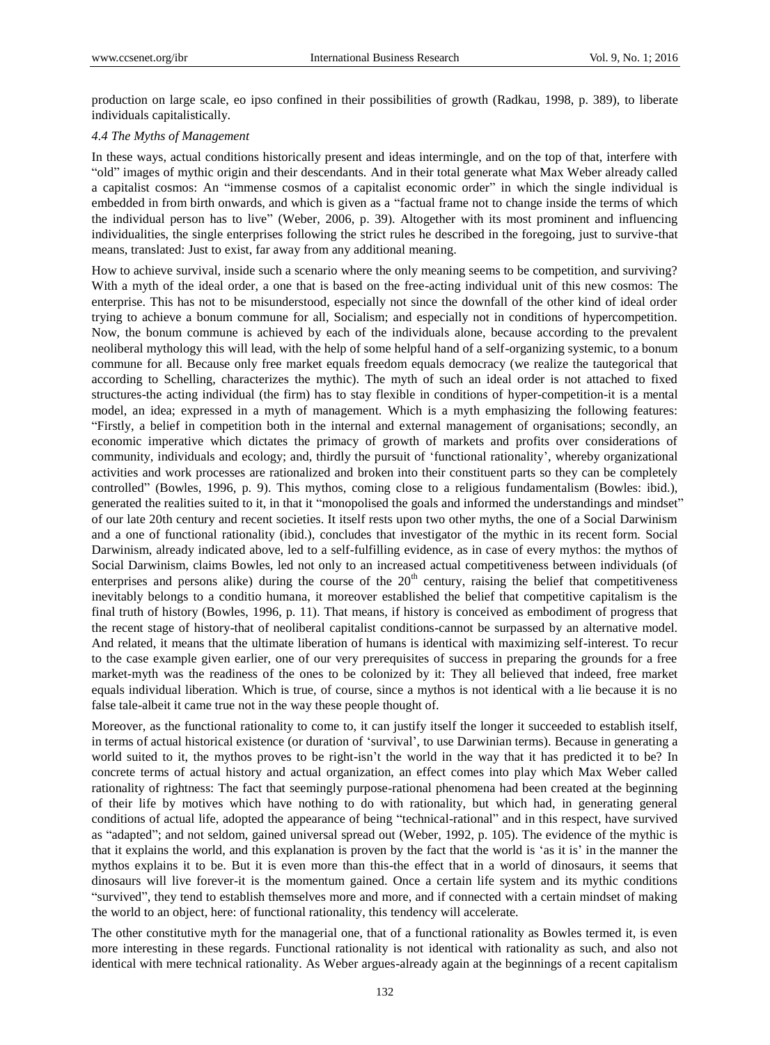production on large scale, eo ipso confined in their possibilities of growth (Radkau, 1998, p. 389), to liberate individuals capitalistically.

### *4.4 The Myths of Management*

In these ways, actual conditions historically present and ideas intermingle, and on the top of that, interfere with "old" images of mythic origin and their descendants. And in their total generate what Max Weber already called a capitalist cosmos: An "immense cosmos of a capitalist economic order" in which the single individual is embedded in from birth onwards, and which is given as a "factual frame not to change inside the terms of which the individual person has to live" (Weber, 2006, p. 39). Altogether with its most prominent and influencing individualities, the single enterprises following the strict rules he described in the foregoing, just to survive-that means, translated: Just to exist, far away from any additional meaning.

How to achieve survival, inside such a scenario where the only meaning seems to be competition, and surviving? With a myth of the ideal order, a one that is based on the free-acting individual unit of this new cosmos: The enterprise. This has not to be misunderstood, especially not since the downfall of the other kind of ideal order trying to achieve a bonum commune for all, Socialism; and especially not in conditions of hypercompetition. Now, the bonum commune is achieved by each of the individuals alone, because according to the prevalent neoliberal mythology this will lead, with the help of some helpful hand of a self-organizing systemic, to a bonum commune for all. Because only free market equals freedom equals democracy (we realize the tautegorical that according to Schelling, characterizes the mythic). The myth of such an ideal order is not attached to fixed structures-the acting individual (the firm) has to stay flexible in conditions of hyper-competition-it is a mental model, an idea; expressed in a myth of management. Which is a myth emphasizing the following features: "Firstly, a belief in competition both in the internal and external management of organisations; secondly, an economic imperative which dictates the primacy of growth of markets and profits over considerations of community, individuals and ecology; and, thirdly the pursuit of 'functional rationality', whereby organizational activities and work processes are rationalized and broken into their constituent parts so they can be completely controlled" (Bowles, 1996, p. 9). This mythos, coming close to a religious fundamentalism (Bowles: ibid.), generated the realities suited to it, in that it "monopolised the goals and informed the understandings and mindset" of our late 20th century and recent societies. It itself rests upon two other myths, the one of a Social Darwinism and a one of functional rationality (ibid.), concludes that investigator of the mythic in its recent form. Social Darwinism, already indicated above, led to a self-fulfilling evidence, as in case of every mythos: the mythos of Social Darwinism, claims Bowles, led not only to an increased actual competitiveness between individuals (of enterprises and persons alike) during the course of the 20th century, raising the belief that competitiveness inevitably belongs to a conditio humana, it moreover established the belief that competitive capitalism is the final truth of history (Bowles, 1996, p. 11). That means, if history is conceived as embodiment of progress that the recent stage of history-that of neoliberal capitalist conditions-cannot be surpassed by an alternative model. And related, it means that the ultimate liberation of humans is identical with maximizing self-interest. To recur to the case example given earlier, one of our very prerequisites of success in preparing the grounds for a free market-myth was the readiness of the ones to be colonized by it: They all believed that indeed, free market equals individual liberation. Which is true, of course, since a mythos is not identical with a lie because it is no false tale-albeit it came true not in the way these people thought of.

Moreover, as the functional rationality to come to, it can justify itself the longer it succeeded to establish itself, in terms of actual historical existence (or duration of 'survival', to use Darwinian terms). Because in generating a world suited to it, the mythos proves to be right-isn't the world in the way that it has predicted it to be? In concrete terms of actual history and actual organization, an effect comes into play which Max Weber called rationality of rightness: The fact that seemingly purpose-rational phenomena had been created at the beginning of their life by motives which have nothing to do with rationality, but which had, in generating general conditions of actual life, adopted the appearance of being "technical-rational" and in this respect, have survived as "adapted"; and not seldom, gained universal spread out (Weber, 1992, p. 105). The evidence of the mythic is that it explains the world, and this explanation is proven by the fact that the world is 'as it is' in the manner the mythos explains it to be. But it is even more than this-the effect that in a world of dinosaurs, it seems that dinosaurs will live forever-it is the momentum gained. Once a certain life system and its mythic conditions "survived", they tend to establish themselves more and more, and if connected with a certain mindset of making the world to an object, here: of functional rationality, this tendency will accelerate.

The other constitutive myth for the managerial one, that of a functional rationality as Bowles termed it, is even more interesting in these regards. Functional rationality is not identical with rationality as such, and also not identical with mere technical rationality. As Weber argues-already again at the beginnings of a recent capitalism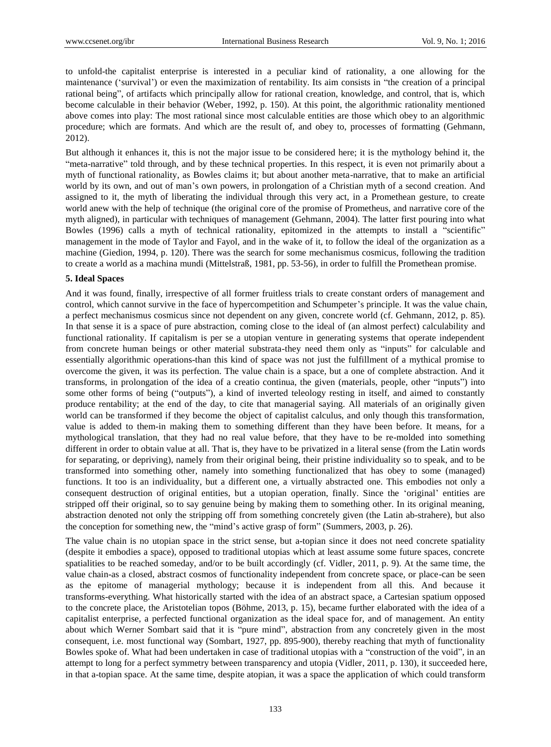to unfold-the capitalist enterprise is interested in a peculiar kind of rationality, a one allowing for the maintenance ('survival') or even the maximization of rentability. Its aim consists in "the creation of a principal rational being", of artifacts which principally allow for rational creation, knowledge, and control, that is, which become calculable in their behavior (Weber, 1992, p. 150). At this point, the algorithmic rationality mentioned above comes into play: The most rational since most calculable entities are those which obey to an algorithmic procedure; which are formats. And which are the result of, and obey to, processes of formatting (Gehmann, 2012).

But although it enhances it, this is not the major issue to be considered here; it is the mythology behind it, the "meta-narrative" told through, and by these technical properties. In this respect, it is even not primarily about a myth of functional rationality, as Bowles claims it; but about another meta-narrative, that to make an artificial world by its own, and out of man's own powers, in prolongation of a Christian myth of a second creation. And assigned to it, the myth of liberating the individual through this very act, in a Promethean gesture, to create world anew with the help of technique (the original core of the promise of Prometheus, and narrative core of the myth aligned), in particular with techniques of management (Gehmann, 2004). The latter first pouring into what Bowles (1996) calls a myth of technical rationality, epitomized in the attempts to install a "scientific" management in the mode of Taylor and Fayol, and in the wake of it, to follow the ideal of the organization as a machine (Giedion, 1994, p. 120). There was the search for some mechanismus cosmicus, following the tradition to create a world as a machina mundi (Mittelstraß, 1981, pp. 53-56), in order to fulfill the Promethean promise.

## 5. Ideal Spaces

And it was found, finally, irrespective of all former fruitless trials to create constant orders of management and control, which cannot survive in the face of hypercompetition and Schumpeter's principle. It was the value chain, a perfect mechanismus cosmicus since not dependent on any given, concrete world (cf. Gehmann, 2012, p. 85). In that sense it is a space of pure abstraction, coming close to the ideal of (an almost perfect) calculability and functional rationality. If capitalism is per se a utopian venture in generating systems that operate independent from concrete human beings or other material substrata-they need them only as "inputs" for calculable and essentially algorithmic operations-than this kind of space was not just the fulfillment of a mythical promise to overcome the given, it was its perfection. The value chain is a space, but a one of complete abstraction. And it transforms, in prolongation of the idea of a creatio continua, the given (materials, people, other "inputs") into some other forms of being ("outputs"), a kind of inverted teleology resting in itself, and aimed to constantly produce rentability; at the end of the day, to cite that managerial saying. All materials of an originally given world can be transformed if they become the object of capitalist calculus, and only though this transformation, value is added to them-in making them to something different than they have been before. It means, for a mythological translation, that they had no real value before, that they have to be re-molded into something different in order to obtain value at all. That is, they have to be privatized in a literal sense (from the Latin words for separating, or depriving), namely from their original being, their pristine individuality so to speak, and to be transformed into something other, namely into something functionalized that has obey to some (managed) functions. It too is an individuality, but a different one, a virtually abstracted one. This embodies not only a consequent destruction of original entities, but a utopian operation, finally. Since the 'original' entities are stripped off their original, so to say genuine being by making them to something other. In its original meaning, abstraction denoted not only the stripping off from something concretely given (the Latin ab-strahere), but also the conception for something new, the "mind's active grasp of form" (Summers, 2003, p. 26).

The value chain is no utopian space in the strict sense, but a-topian since it does not need concrete spatiality (despite it embodies a space), opposed to traditional utopias which at least assume some future spaces, concrete spatialities to be reached someday, and/or to be built accordingly (cf. Vidler, 2011, p. 9). At the same time, the value chain-as a closed, abstract cosmos of functionality independent from concrete space, or place-can be seen as the epitome of managerial mythology; because it is independent from all this. And because it transforms-everything. What historically started with the idea of an abstract space, a Cartesian spatium opposed to the concrete place, the Aristotelian topos (Böhme, 2013, p. 15), became further elaborated with the idea of a capitalist enterprise, a perfected functional organization as the ideal space for, and of management. An entity about which Werner Sombart said that it is "pure mind", abstraction from any concretely given in the most consequent, i.e. most functional way (Sombart, 1927, pp. 895-900), thereby reaching that myth of functionality Bowles spoke of. What had been undertaken in case of traditional utopias with a "construction of the void", in an attempt to long for a perfect symmetry between transparency and utopia (Vidler, 2011, p. 130), it succeeded here, in that a-topian space. At the same time, despite atopian, it was a space the application of which could transform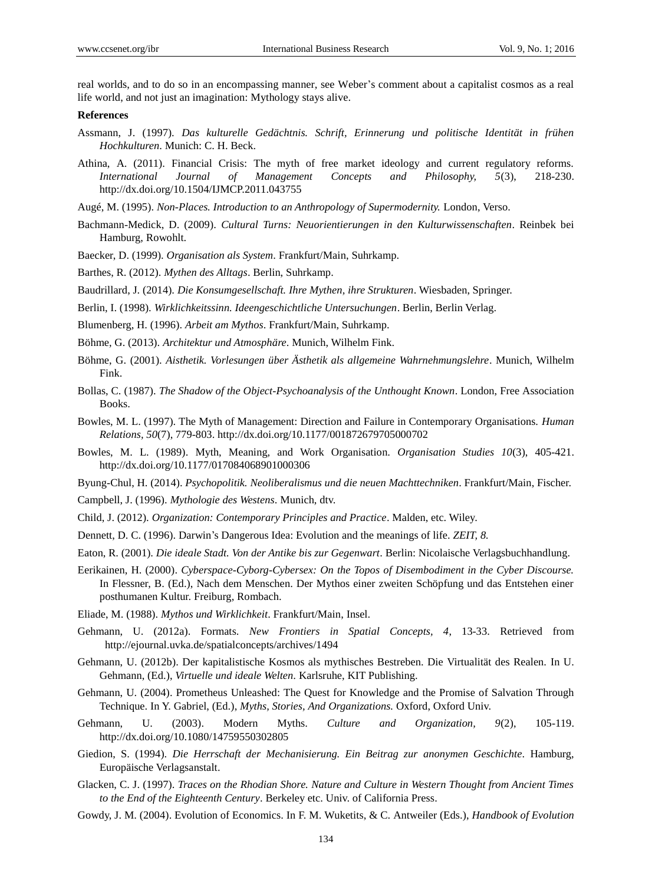real worlds, and to do so in an encompassing manner, see Weber's comment about a capitalist cosmos as a real life world, and not just an imagination: Mythology stays alive.

**References**

Assmann, J. (1997). *Das kulturelle Gedächtnis. Schrift, Erinnerung und politische Identität in frühen Hochkulturen*. Munich: C. H. Beck.

Athina, A. (2011). Financial Crisis: The myth of free market ideology and current regulatory reforms. *International Journal of Management Concepts and Philosophy, 5*(3), 218-230. http://dx.doi.org/10.1504/IJMCP.2011.043755

Augé, M. (1995). *Non-Places. Introduction to an Anthropology of Supermodernity.* London, Verso.

Bachmann-Medick, D. (2009). *Cultural Turns: Neuorientierungen in den Kulturwissenschaften*. Reinbek bei Hamburg, Rowohlt.

Baecker, D. (1999). *Organisation als System*. Frankfurt/Main, Suhrkamp.

Barthes, R. (2012). *Mythen des Alltags*. Berlin, Suhrkamp.

Baudrillard, J. (2014). *Die Konsumgesellschaft. Ihre Mythen, ihre Strukturen*. Wiesbaden, Springer.

Berlin, I. (1998). *Wirklichkeitssinn. Ideengeschichtliche Untersuchungen*. Berlin, Berlin Verlag.

Blumenberg, H. (1996). *Arbeit am Mythos*. Frankfurt/Main, Suhrkamp.

Böhme, G. (2013). *Architektur und Atmosphäre*. Munich, Wilhelm Fink.

Böhme, G. (2001). *Aisthetik. Vorlesungen über Ästhetik als allgemeine Wahrnehmungslehre*. Munich, Wilhelm Fink.

Bollas, C. (1987). *The Shadow of the Object-Psychoanalysis of the Unthought Known*. London, Free Association Books.

Bowles, M. L. (1997). The Myth of Management: Direction and Failure in Contemporary Organisations. *Human Relations, 50*(7), 779-803. http://dx.doi.org/10.1177/001872679705000702

Bowles, M. L. (1989). Myth, Meaning, and Work Organisation. *Organisation Studies 10*(3), 405-421. http://dx.doi.org/10.1177/017084068901000306

Byung-Chul, H. (2014). *Psychopolitik. Neoliberalismus und die neuen Machttechniken*. Frankfurt/Main, Fischer.

Campbell, J. (1996). *Mythologie des Westens*. Munich, dtv.

Child, J. (2012). *Organization: Contemporary Principles and Practice*. Malden, etc. Wiley.

Dennett, D. C. (1996). Darwin's Dangerous Idea: Evolution and the meanings of life. *ZEIT, 8.*

Eaton, R. (2001). *Die ideale Stadt. Von der Antike bis zur Gegenwart*. Berlin: Nicolaische Verlagsbuchhandlung.

Eerikainen, H. (2000). *Cyberspace-Cyborg-Cybersex: On the Topos of Disembodiment in the Cyber Discourse.* In Flessner, B. (Ed.), Nach dem Menschen. Der Mythos einer zweiten Schöpfung und das Entstehen einer posthumanen Kultur. Freiburg, Rombach.

Eliade, M. (1988). *Mythos und Wirklichkeit*. Frankfurt/Main, Insel.

Gehmann, U. (2012a). Formats. *New Frontiers in Spatial Concepts, 4*, 13-33. Retrieved from http://ejournal.uvka.de/spatialconcepts/archives/1494

Gehmann, U. (2012b). Der kapitalistische Kosmos als mythisches Bestreben. Die Virtualität des Realen. In U. Gehmann, (Ed.), *Virtuelle und ideale Welten*. Karlsruhe, KIT Publishing.

Gehmann, U. (2004). Prometheus Unleashed: The Quest for Knowledge and the Promise of Salvation Through Technique. In Y. Gabriel, (Ed.), *Myths, Stories, And Organizations.* Oxford, Oxford Univ.

Gehmann, U. (2003). Modern Myths. *Culture and Organization, 9*(2), 105-119. http://dx.doi.org/10.1080/14759550302805

Giedion, S. (1994). *Die Herrschaft der Mechanisierung. Ein Beitrag zur anonymen Geschichte*. Hamburg, Europäische Verlagsanstalt.

Glacken, C. J. (1997). *Traces on the Rhodian Shore. Nature and Culture in Western Thought from Ancient Times to the End of the Eighteenth Century*. Berkeley etc. Univ. of California Press.

Gowdy, J. M. (2004). Evolution of Economics. In F. M. Wuketits, & C. Antweiler (Eds.), *Handbook of Evolution*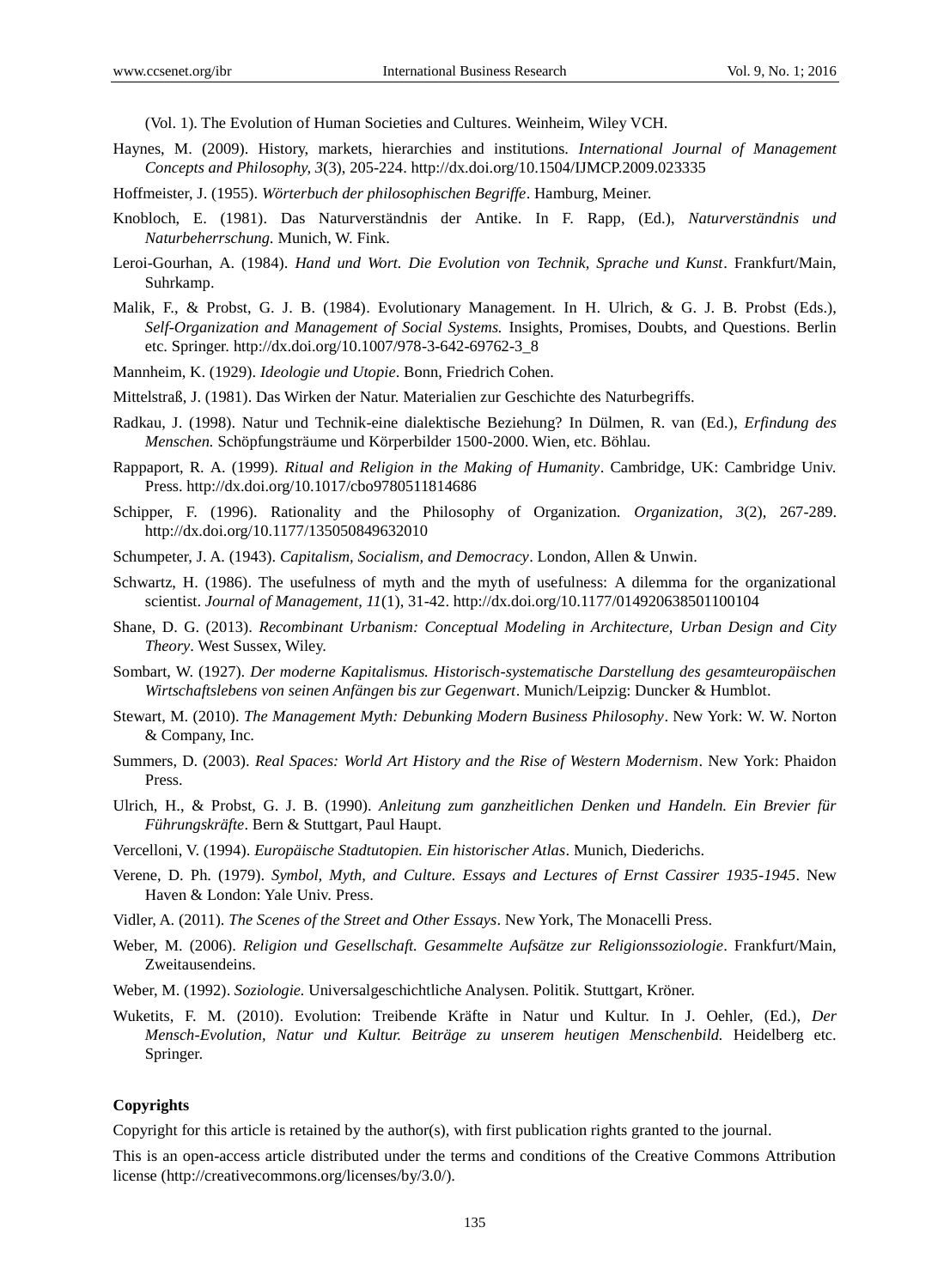(Vol. 1). The Evolution of Human Societies and Cultures. Weinheim, Wiley VCH.

Haynes, M. (2009). History, markets, hierarchies and institutions. *International Journal of Management Concepts and Philosophy, 3*(3), 205-224. http://dx.doi.org/10.1504/IJMCP.2009.023335

Hoffmeister, J. (1955). *Wörterbuch der philosophischen Begriffe*. Hamburg, Meiner.

Knobloch, E. (1981). Das Naturverständnis der Antike. In F. Rapp, (Ed.), *Naturverständnis und Naturbeherrschung.* Munich, W. Fink.

Leroi-Gourhan, A. (1984). *Hand und Wort. Die Evolution von Technik, Sprache und Kunst*. Frankfurt/Main, Suhrkamp.

Malik, F., & Probst, G. J. B. (1984). Evolutionary Management. In H. Ulrich, & G. J. B. Probst (Eds.), *Self-Organization and Management of Social Systems.* Insights, Promises, Doubts, and Questions. Berlin etc. Springer. http://dx.doi.org/10.1007/978-3-642-69762-3_8

Mannheim, K. (1929). *Ideologie und Utopie*. Bonn, Friedrich Cohen.

Mittelstraß, J. (1981). Das Wirken der Natur. Materialien zur Geschichte des Naturbegriffs.

Radkau, J. (1998). Natur und Technik-eine dialektische Beziehung? In Dülmen, R. van (Ed.), *Erfindung des Menschen.* Schöpfungsträume und Körperbilder 1500-2000. Wien, etc. Böhlau.

Rappaport, R. A. (1999). *Ritual and Religion in the Making of Humanity*. Cambridge, UK: Cambridge Univ. Press. http://dx.doi.org/10.1017/cbo9780511814686

Schipper, F. (1996). Rationality and the Philosophy of Organization. *Organization, 3*(2), 267-289. http://dx.doi.org/10.1177/135050849632010

Schumpeter, J. A. (1943). *Capitalism, Socialism, and Democracy*. London, Allen & Unwin.

Schwartz, H. (1986). The usefulness of myth and the myth of usefulness: A dilemma for the organizational scientist. *Journal of Management, 11*(1), 31-42. http://dx.doi.org/10.1177/014920638501100104

Shane, D. G. (2013). *Recombinant Urbanism: Conceptual Modeling in Architecture, Urban Design and City Theory*. West Sussex, Wiley.

Sombart, W. (1927). *Der moderne Kapitalismus. Historisch-systematische Darstellung des gesamteuropäischen Wirtschaftslebens von seinen Anfängen bis zur Gegenwart*. Munich/Leipzig: Duncker & Humblot.

Stewart, M. (2010). *The Management Myth: Debunking Modern Business Philosophy*. New York: W. W. Norton & Company, Inc.

Summers, D. (2003). *Real Spaces: World Art History and the Rise of Western Modernism*. New York: Phaidon Press.

Ulrich, H., & Probst, G. J. B. (1990). *Anleitung zum ganzheitlichen Denken und Handeln. Ein Brevier für Führungskräfte*. Bern & Stuttgart, Paul Haupt.

Vercelloni, V. (1994). *Europäische Stadtutopien. Ein historischer Atlas*. Munich, Diederichs.

Verene, D. Ph. (1979). *Symbol, Myth, and Culture. Essays and Lectures of Ernst Cassirer 1935-1945*. New Haven & London: Yale Univ. Press.

Vidler, A. (2011). *The Scenes of the Street and Other Essays*. New York, The Monacelli Press.

Weber, M. (2006). *Religion und Gesellschaft. Gesammelte Aufsätze zur Religionssoziologie*. Frankfurt/Main, Zweitausendeins.

Weber, M. (1992). *Soziologie.* Universalgeschichtliche Analysen. Politik. Stuttgart, Kröner.

Wuketits, F. M. (2010). Evolution: Treibende Kräfte in Natur und Kultur. In J. Oehler, (Ed.), *Der Mensch-Evolution, Natur und Kultur. Beiträge zu unserem heutigen Menschenbild.* Heidelberg etc. Springer.

**Copyrights**

Copyright for this article is retained by the author(s), with first publication rights granted to the journal.

This is an open-access article distributed under the terms and conditions of the Creative Commons Attribution license (http://creativecommons.org/licenses/by/3.0/).